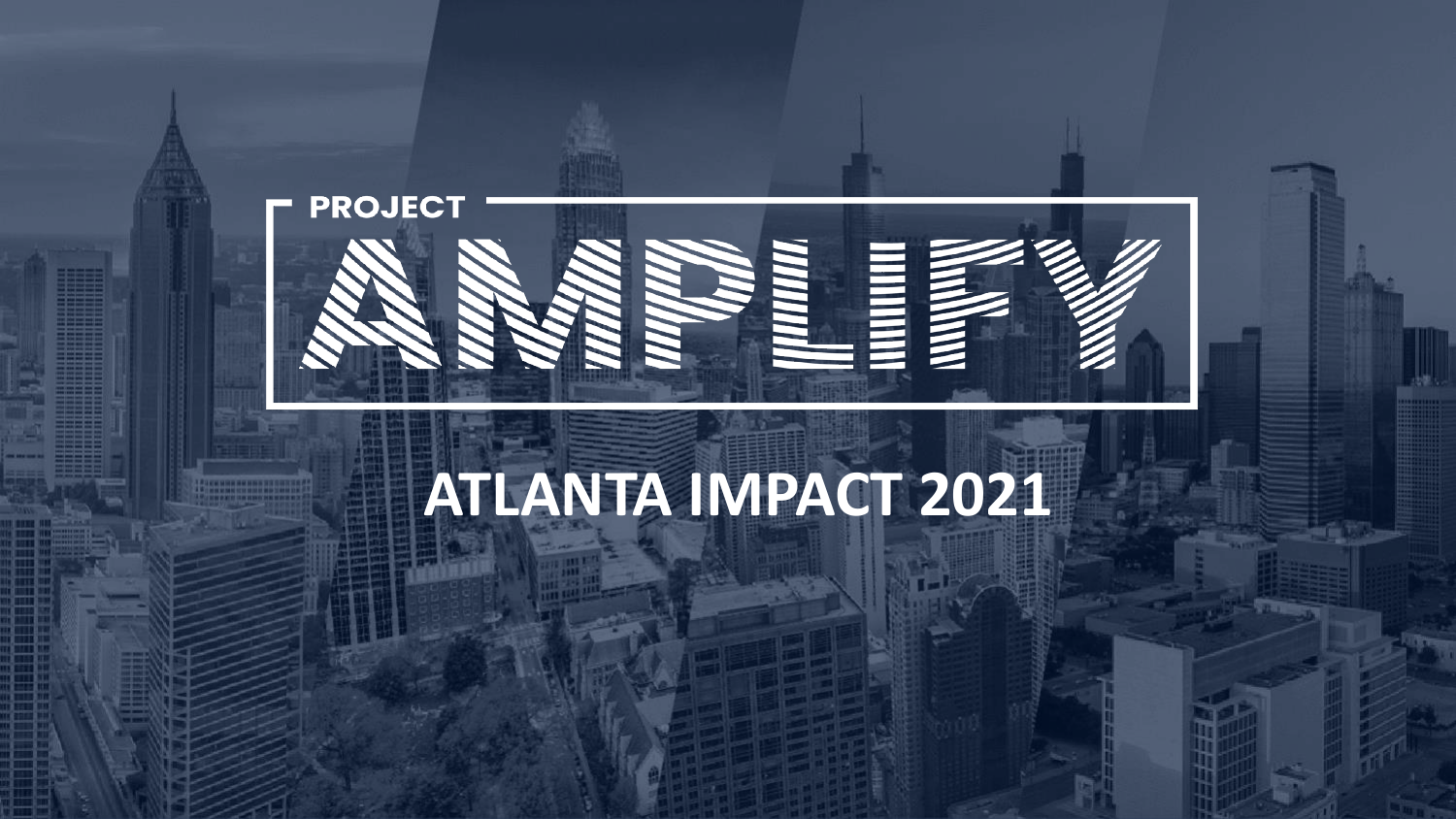PROJECT

# AMPLIFY

## ATLANTA IMPACT 2021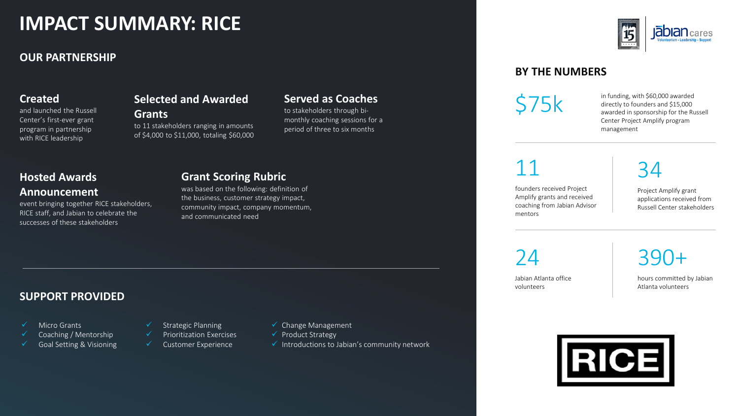# IMPACT SUMMARY: RICE

## OUR PARTNERSHIP

### Created

and launched the Russell Center's first-ever grant program in partnership with RICE leadership

### Selected and Awarded Grants

to 11 stakeholders ranging in amounts of $4,000 to $11,000, totaling $60,000

### Served as Coaches

to stakeholders through bi-monthly coaching sessions for a period of three to six months

### Hosted Awards Announcement

event bringing together RICE stakeholders, RICE staff, and Jabian to celebrate the successes of these stakeholders

### Grant Scoring Rubric

was based on the following: definition of the business, customer strategy impact, community impact, company momentum, and communicated need

## SUPPORT PROVIDED

- ✓ Micro Grants
- ✓ Coaching / Mentorship
- ✓ Goal Setting & Visioning
- ✓ Strategic Planning
- ✓ Prioritization Exercises
- ✓ Customer Experience
- ✓ Change Management
- ✓ Product Strategy
- ✓ Introductions to Jabian's community network

## BY THE NUMBERS

**$75k** in funding, with $60,000 awarded directly to founders and $15,000 awarded in sponsorship for the Russell Center Project Amplify program management

**11** founders received Project Amplify grants and received coaching from Jabian Advisor mentors

**34** Project Amplify grant applications received from Russell Center stakeholders

**24** Jabian Atlanta office volunteers

**390+** hours committed by Jabian Atlanta volunteers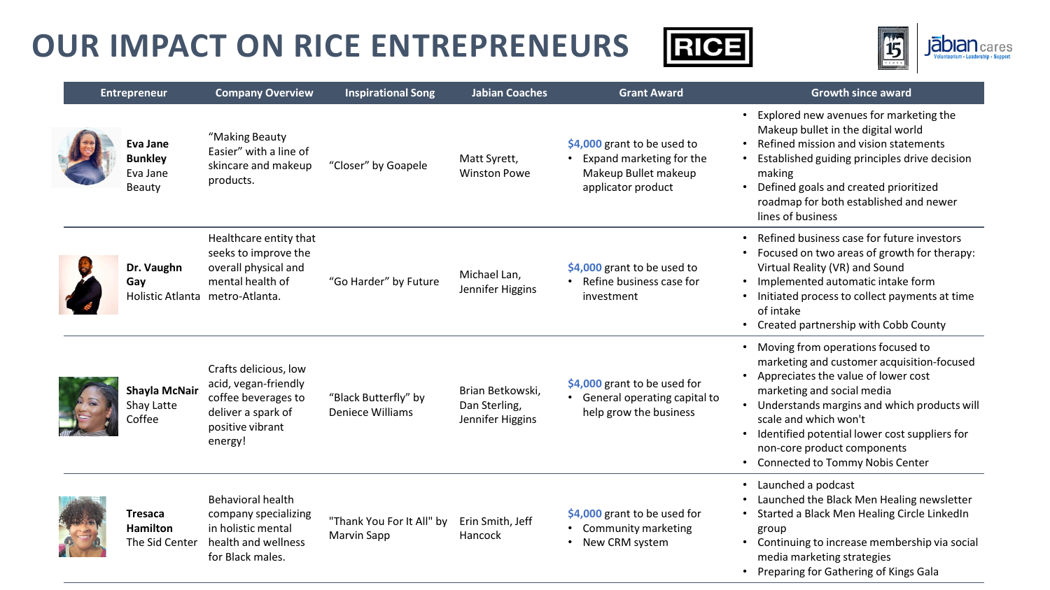# OUR IMPACT ON RICE ENTREPRENEURS

| Entrepreneur | Company Overview | Inspirational Song | Jabian Coaches | Grant Award | Growth since award |
|---|---|---|---|---|---|
| **Eva Jane Bunkley** Eva Jane Beauty | "Making Beauty Easier" with a line of skincare and makeup products. | "Closer" by Goapele | Matt Syrett, Winston Powe | $4,000 grant to be used to<br>• Expand marketing for the Makeup Bullet makeup applicator product | • Explored new avenues for marketing the Makeup bullet in the digital world<br>• Refined mission and vision statements<br>• Established guiding principles drive decision making<br>• Defined goals and created prioritized roadmap for both established and newer lines of business |
| **Dr. Vaughn Gay** Holistic Atlanta | Healthcare entity that seeks to improve the overall physical and mental health of metro-Atlanta. | "Go Harder" by Future | Michael Lan, Jennifer Higgins | $4,000 grant to be used to<br>• Refine business case for investment | • Refined business case for future investors<br>• Focused on two areas of growth for therapy: Virtual Reality (VR) and Sound<br>• Implemented automatic intake form<br>• Initiated process to collect payments at time of intake<br>• Created partnership with Cobb County |
| **Shayla McNair** Shay Latte Coffee | Crafts delicious, low acid, vegan-friendly coffee beverages to deliver a spark of positive vibrant energy! | "Black Butterfly" by Deniece Williams | Brian Betkowski, Dan Sterling, Jennifer Higgins | $4,000 grant to be used for<br>• General operating capital to help grow the business | • Moving from operations focused to marketing and customer acquisition-focused<br>• Appreciates the value of lower cost marketing and social media<br>• Understands margins and which products will scale and which won't<br>• Identified potential lower cost suppliers for non-core product components<br>• Connected to Tommy Nobis Center |
| **Tresaca Hamilton** The Sid Center | Behavioral health company specializing in holistic mental health and wellness for Black males. | "Thank You For It All" by Marvin Sapp | Erin Smith, Jeff Hancock | $4,000 grant to be used for<br>• Community marketing<br>• New CRM system | • Launched a podcast<br>• Launched the Black Men Healing newsletter<br>• Started a Black Men Healing Circle LinkedIn group<br>• Continuing to increase membership via social media marketing strategies<br>• Preparing for Gathering of Kings Gala |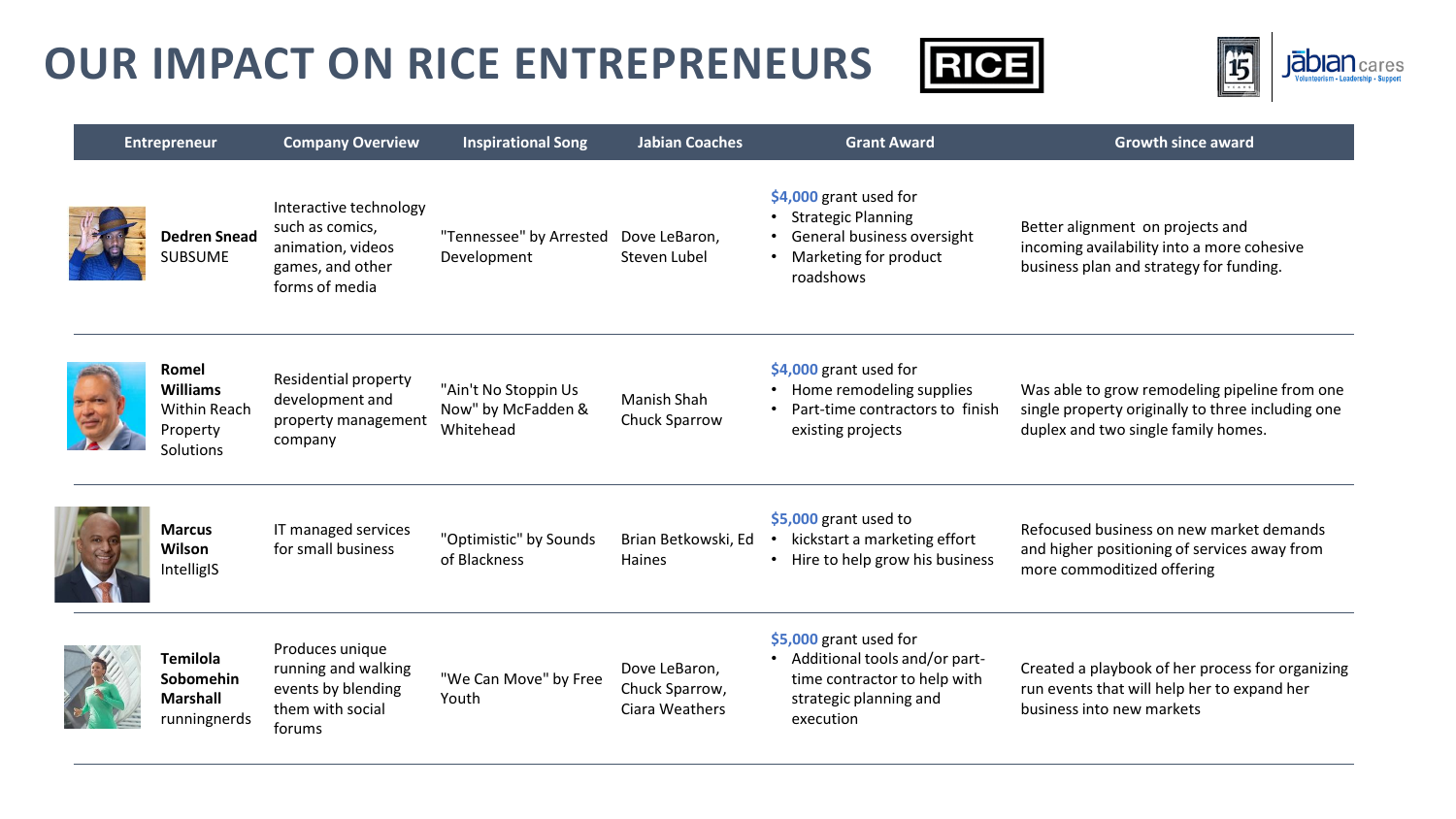# OUR IMPACT ON RICE ENTREPRENEURS

| Entrepreneur | Company Overview | Inspirational Song | Jabian Coaches | Grant Award | Growth since award |
|---|---|---|---|---|---|
| **Dedren Snead** SUBSUME | Interactive technology such as comics, animation, videos games, and other forms of media | "Tennessee" by Arrested Development | Dove LeBaron, Steven Lubel | $4,000 grant used for<br>• Strategic Planning<br>• General business oversight<br>• Marketing for product roadshows | Better alignment on projects and incoming availability into a more cohesive business plan and strategy for funding. |
| **Romel Williams** Within Reach Property Solutions | Residential property development and property management company | "Ain't No Stoppin Us Now" by McFadden & Whitehead | Manish Shah Chuck Sparrow | $4,000 grant used for<br>• Home remodeling supplies<br>• Part-time contractors to finish existing projects | Was able to grow remodeling pipeline from one single property originally to three including one duplex and two single family homes. |
| **Marcus Wilson** IntelligIS | IT managed services for small business | "Optimistic" by Sounds of Blackness | Brian Betkowski, Ed Haines | $5,000 grant used to<br>• kickstart a marketing effort<br>• Hire to help grow his business | Refocused business on new market demands and higher positioning of services away from more commoditized offering |
| **Temilola Sobomehin Marshall** runningnerds | Produces unique running and walking events by blending them with social forums | "We Can Move" by Free Youth | Dove LeBaron, Chuck Sparrow, Ciara Weathers | $5,000 grant used for<br>• Additional tools and/or part-time contractor to help with strategic planning and execution | Created a playbook of her process for organizing run events that will help her to expand her business into new markets |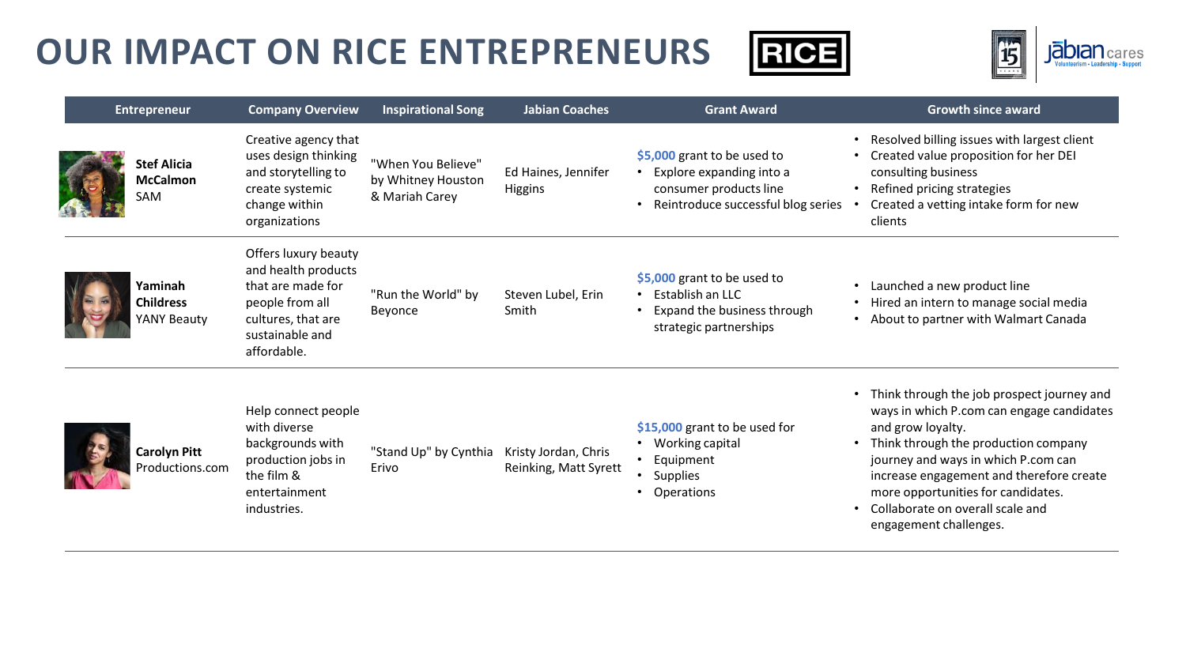# OUR IMPACT ON RICE ENTREPRENEURS

| Entrepreneur | Company Overview | Inspirational Song | Jabian Coaches | Grant Award | Growth since award |
| --- | --- | --- | --- | --- | --- |
| **Stef Alicia McCalmon** SAM | Creative agency that uses design thinking and storytelling to create systemic change within organizations | "When You Believe" by Whitney Houston & Mariah Carey | Ed Haines, Jennifer Higgins | $5,000 grant to be used to<br>• Explore expanding into a consumer products line<br>• Reintroduce successful blog series | • Resolved billing issues with largest client<br>• Created value proposition for her DEI consulting business<br>• Refined pricing strategies<br>• Created a vetting intake form for new clients |
| **Yaminah Childress** YANY Beauty | Offers luxury beauty and health products that are made for people from all cultures, that are sustainable and affordable. | "Run the World" by Beyonce | Steven Lubel, Erin Smith | $5,000 grant to be used to<br>• Establish an LLC<br>• Expand the business through strategic partnerships | • Launched a new product line<br>• Hired an intern to manage social media<br>• About to partner with Walmart Canada |
| **Carolyn Pitt** Productions.com | Help connect people with diverse backgrounds with production jobs in the film & entertainment industries. | "Stand Up" by Cynthia Erivo | Kristy Jordan, Chris Reinking, Matt Syrett | $15,000 grant to be used for<br>• Working capital<br>• Equipment<br>• Supplies<br>• Operations | • Think through the job prospect journey and ways in which P.com can engage candidates and grow loyalty.<br>• Think through the production company journey and ways in which P.com can increase engagement and therefore create more opportunities for candidates.<br>• Collaborate on overall scale and engagement challenges. |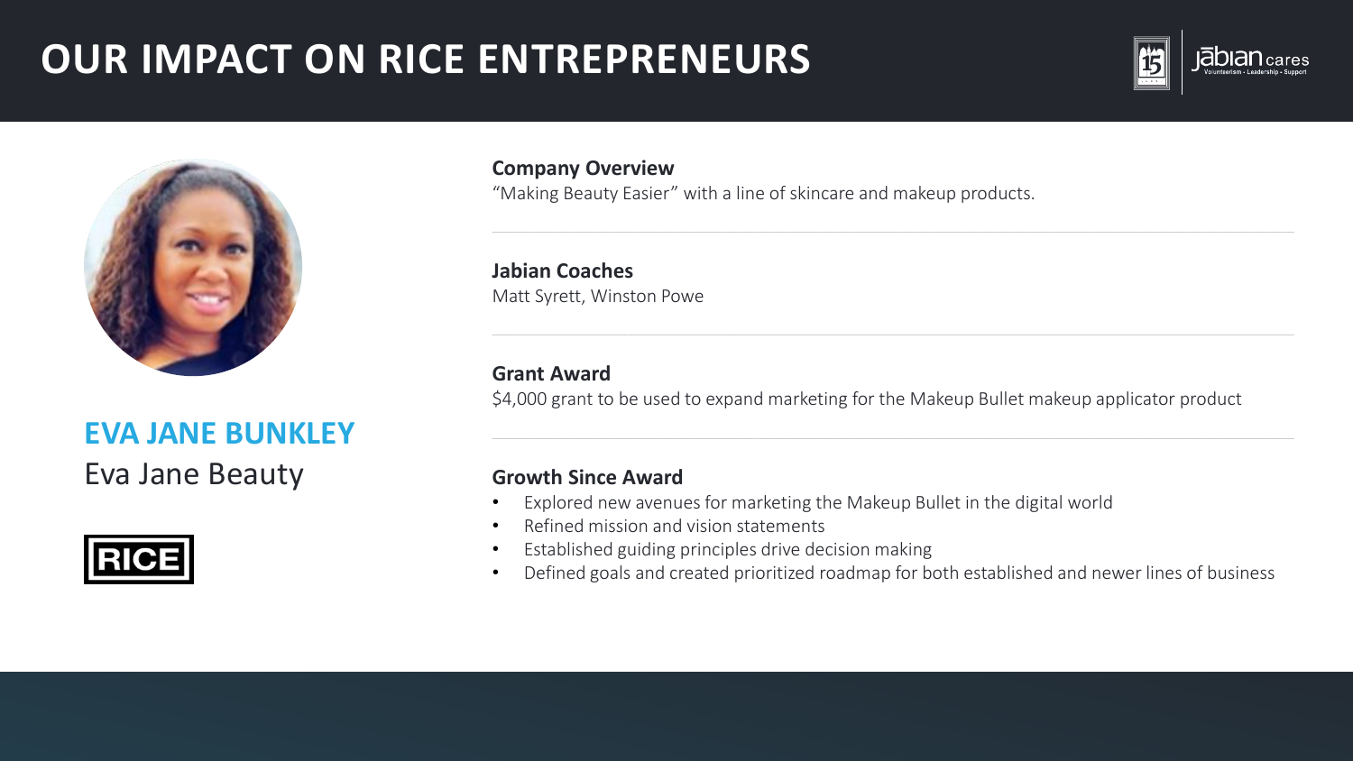# OUR IMPACT ON RICE ENTREPRENEURS

## EVA JANE BUNKLEY

Eva Jane Beauty

RICE

**Company Overview**

"Making Beauty Easier" with a line of skincare and makeup products.

**Jabian Coaches**

Matt Syrett, Winston Powe

**Grant Award**

$4,000 grant to be used to expand marketing for the Makeup Bullet makeup applicator product

**Growth Since Award**

- Explored new avenues for marketing the Makeup Bullet in the digital world
- Refined mission and vision statements
- Established guiding principles drive decision making
- Defined goals and created prioritized roadmap for both established and newer lines of business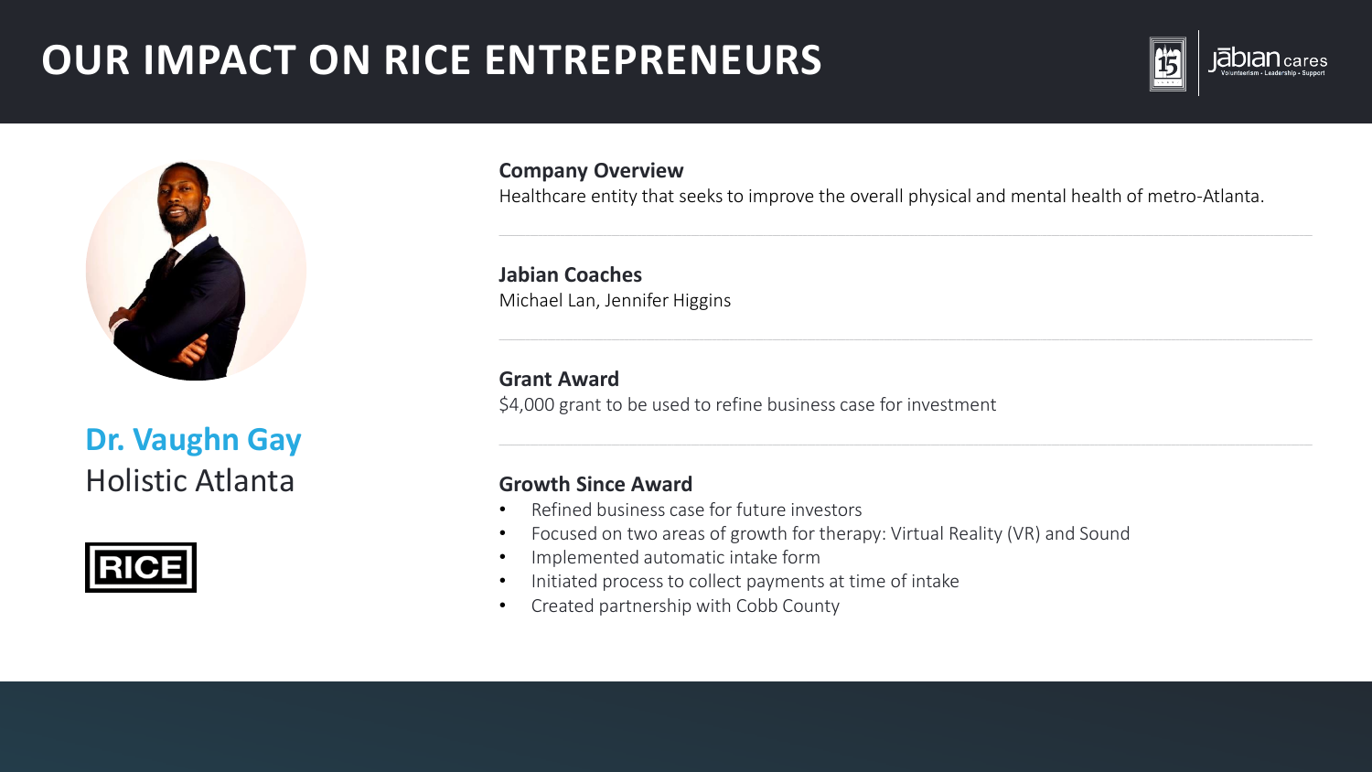# OUR IMPACT ON RICE ENTREPRENEURS

**Dr. Vaughn Gay**
Holistic Atlanta

RICE

**Company Overview**
Healthcare entity that seeks to improve the overall physical and mental health of metro-Atlanta.

**Jabian Coaches**
Michael Lan, Jennifer Higgins

**Grant Award**
$4,000 grant to be used to refine business case for investment

**Growth Since Award**

- Refined business case for future investors
- Focused on two areas of growth for therapy: Virtual Reality (VR) and Sound
- Implemented automatic intake form
- Initiated process to collect payments at time of intake
- Created partnership with Cobb County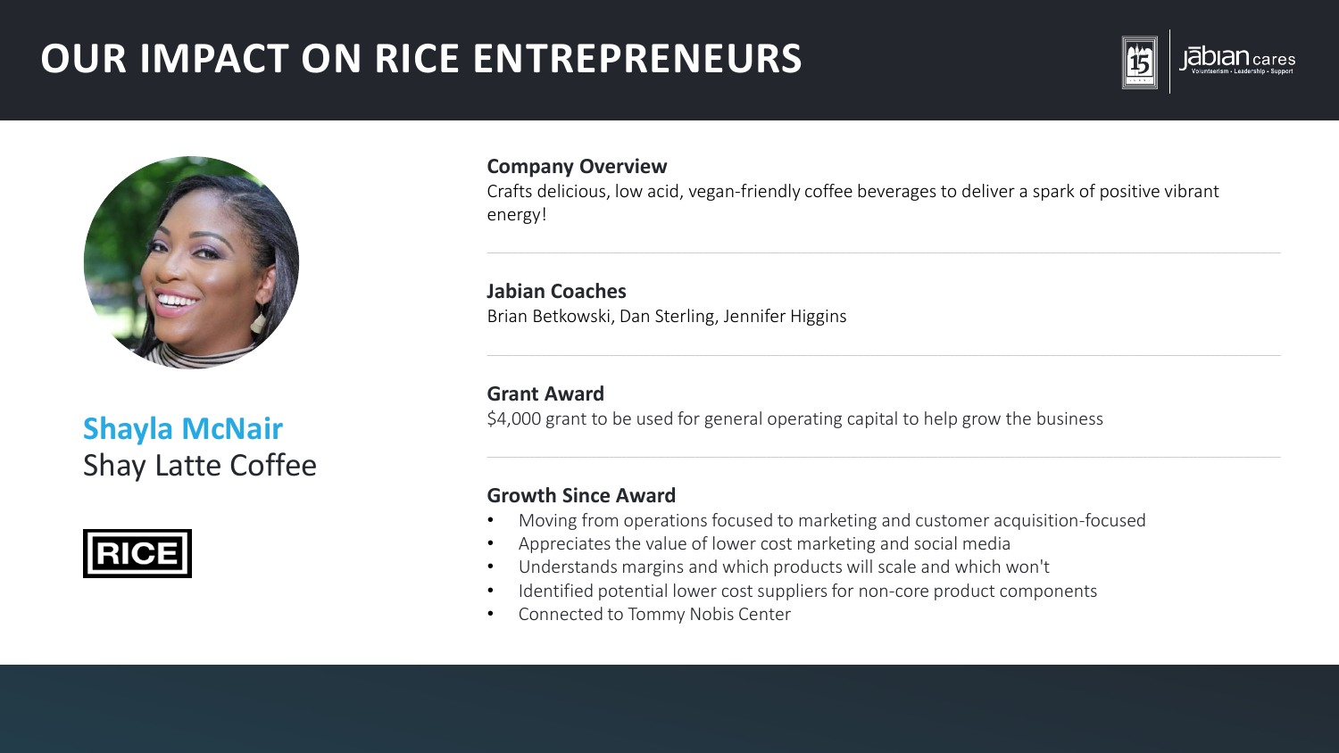# OUR IMPACT ON RICE ENTREPRENEURS

**Shayla McNair**
Shay Latte Coffee

RICE

**Company Overview**

Crafts delicious, low acid, vegan-friendly coffee beverages to deliver a spark of positive vibrant energy!

**Jabian Coaches**

Brian Betkowski, Dan Sterling, Jennifer Higgins

**Grant Award**

$4,000 grant to be used for general operating capital to help grow the business

**Growth Since Award**

- Moving from operations focused to marketing and customer acquisition-focused
- Appreciates the value of lower cost marketing and social media
- Understands margins and which products will scale and which won't
- Identified potential lower cost suppliers for non-core product components
- Connected to Tommy Nobis Center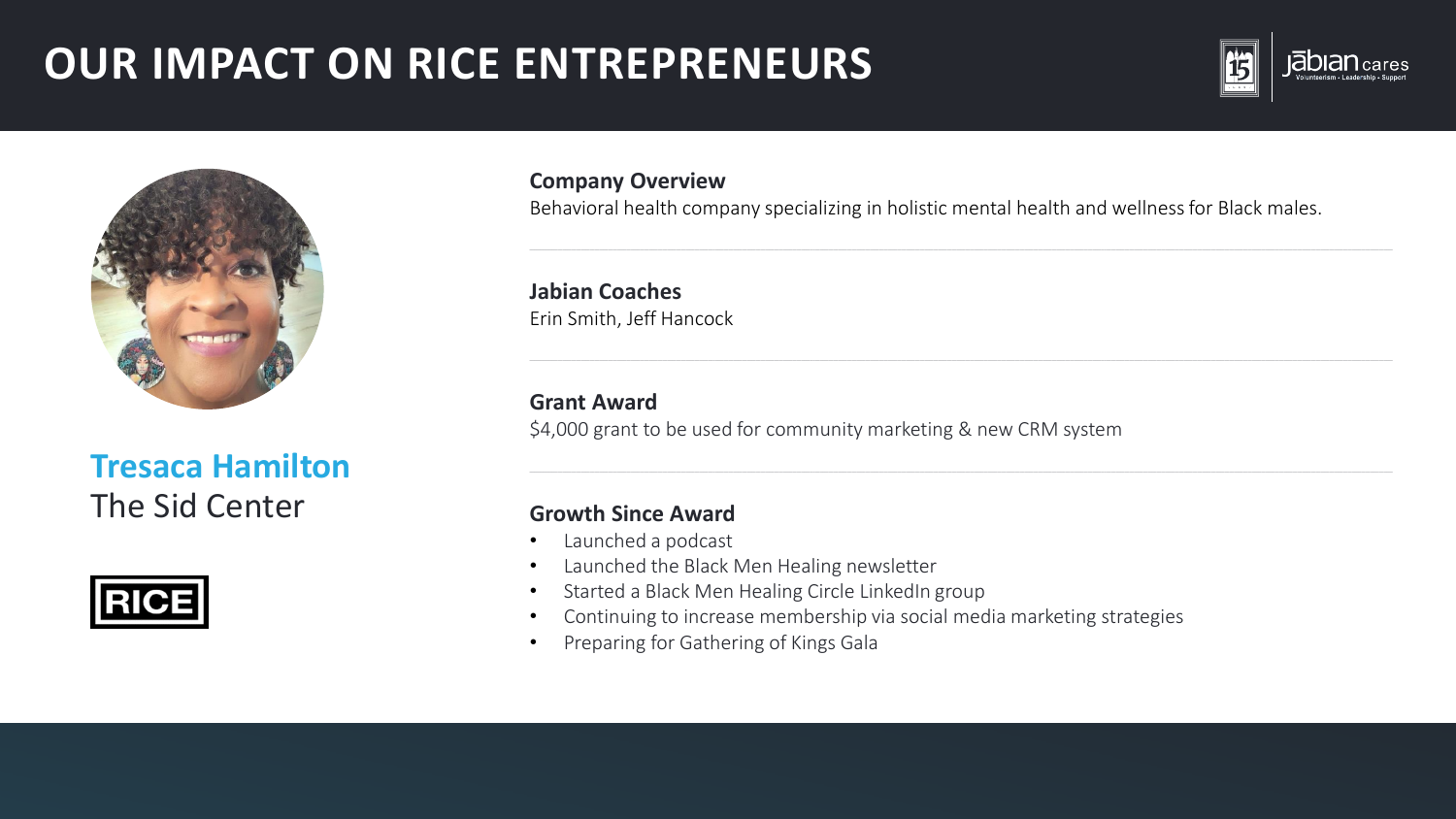# OUR IMPACT ON RICE ENTREPRENEURS

**Tresaca Hamilton**
The Sid Center

RICE

**Company Overview**
Behavioral health company specializing in holistic mental health and wellness for Black males.

**Jabian Coaches**
Erin Smith, Jeff Hancock

**Grant Award**
$4,000 grant to be used for community marketing & new CRM system

**Growth Since Award**

- Launched a podcast
- Launched the Black Men Healing newsletter
- Started a Black Men Healing Circle LinkedIn group
- Continuing to increase membership via social media marketing strategies
- Preparing for Gathering of Kings Gala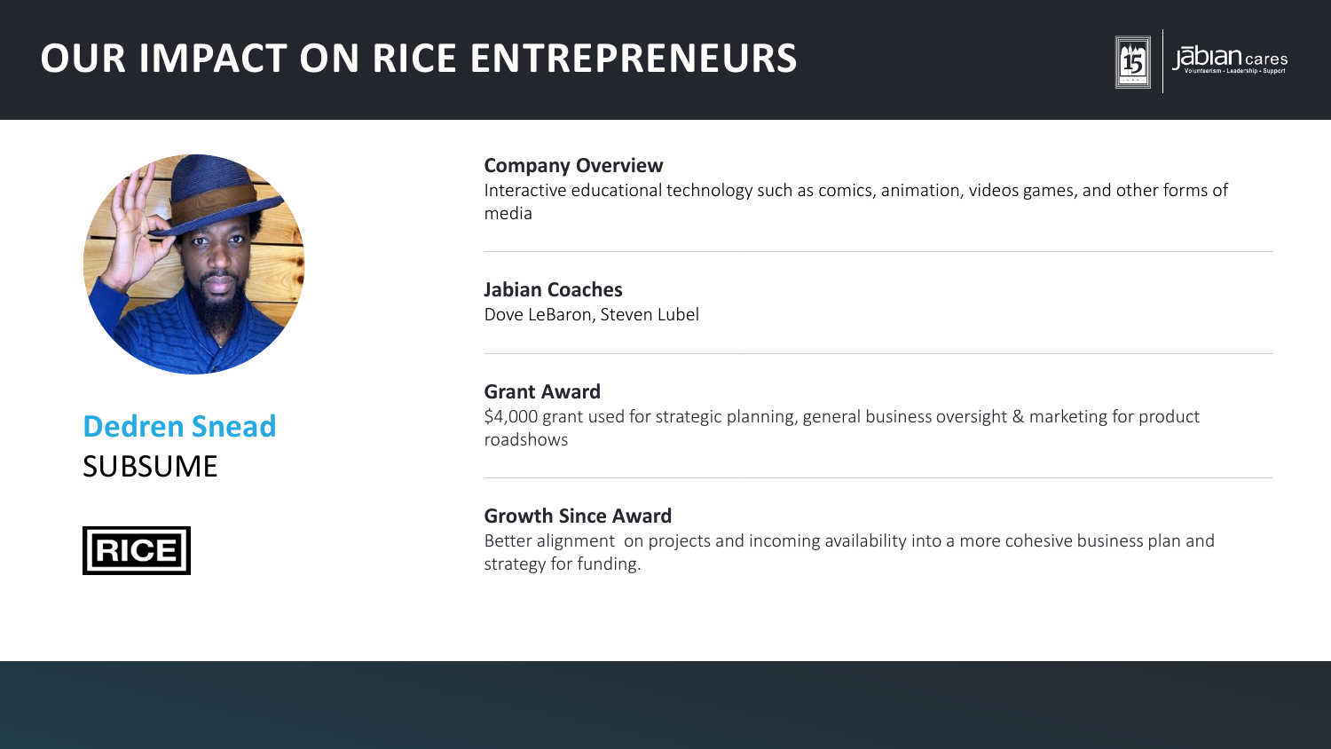# OUR IMPACT ON RICE ENTREPRENEURS

**Dedren Snead**
SUBSUME

RICE

**Company Overview**
Interactive educational technology such as comics, animation, videos games, and other forms of media

**Jabian Coaches**
Dove LeBaron, Steven Lubel

**Grant Award**
$4,000 grant used for strategic planning, general business oversight & marketing for product roadshows

**Growth Since Award**
Better alignment on projects and incoming availability into a more cohesive business plan and strategy for funding.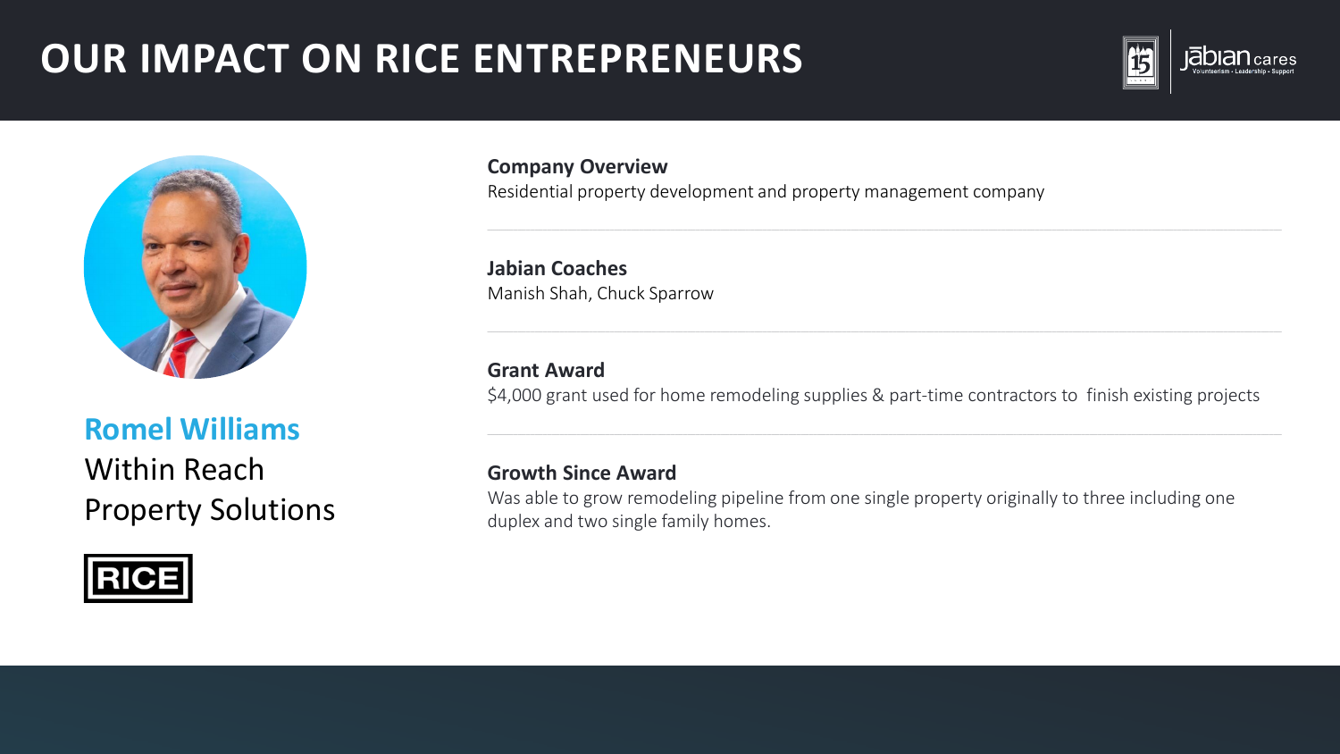# OUR IMPACT ON RICE ENTREPRENEURS

**Romel Williams**

Within Reach Property Solutions

RICE

**Company Overview**

Residential property development and property management company

**Jabian Coaches**

Manish Shah, Chuck Sparrow

**Grant Award**

$4,000 grant used for home remodeling supplies & part-time contractors to finish existing projects

**Growth Since Award**

Was able to grow remodeling pipeline from one single property originally to three including one duplex and two single family homes.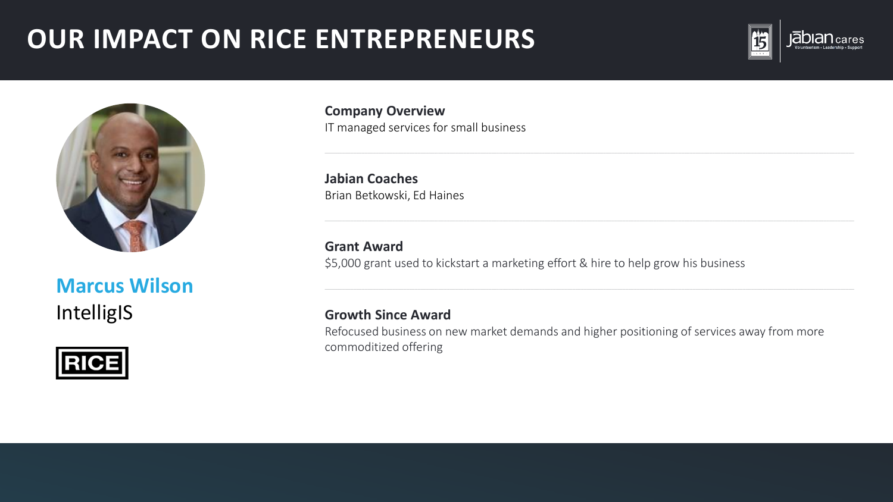# OUR IMPACT ON RICE ENTREPRENEURS

**Marcus Wilson**
IntelligIS

RICE

**Company Overview**
IT managed services for small business

**Jabian Coaches**
Brian Betkowski, Ed Haines

**Grant Award**
$5,000 grant used to kickstart a marketing effort & hire to help grow his business

**Growth Since Award**
Refocused business on new market demands and higher positioning of services away from more commoditized offering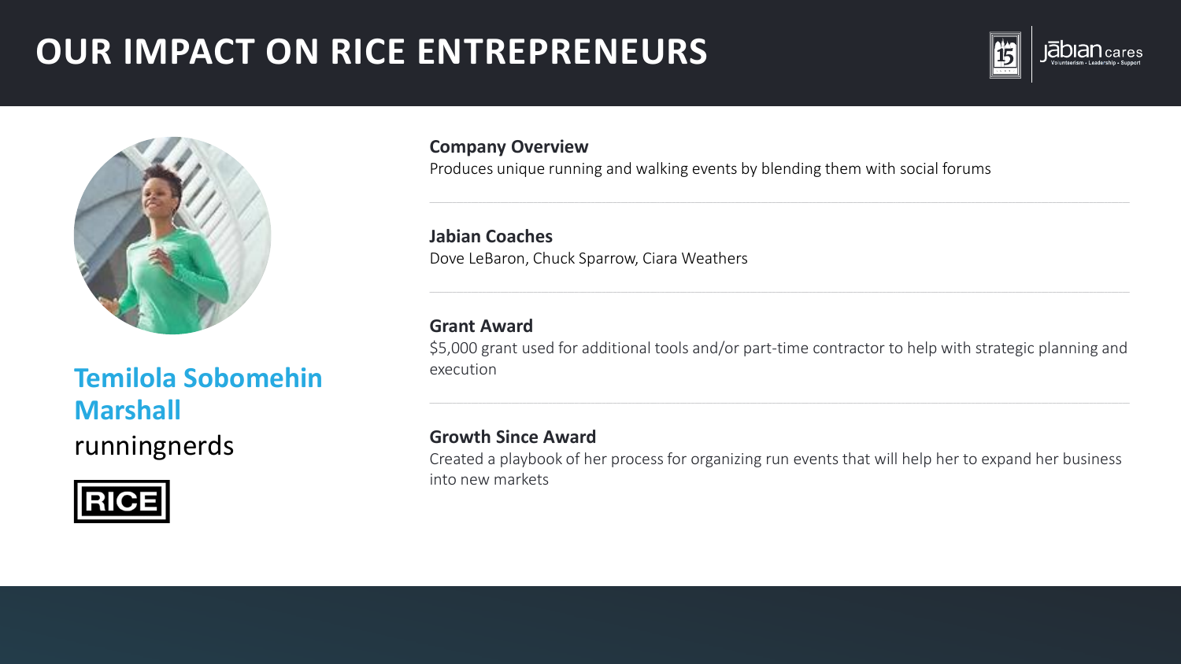# OUR IMPACT ON RICE ENTREPRENEURS

## Temilola Sobomehin Marshall

runningnerds

RICE

**Company Overview**

Produces unique running and walking events by blending them with social forums

**Jabian Coaches**

Dove LeBaron, Chuck Sparrow, Ciara Weathers

**Grant Award**

$5,000 grant used for additional tools and/or part-time contractor to help with strategic planning and execution

**Growth Since Award**

Created a playbook of her process for organizing run events that will help her to expand her business into new markets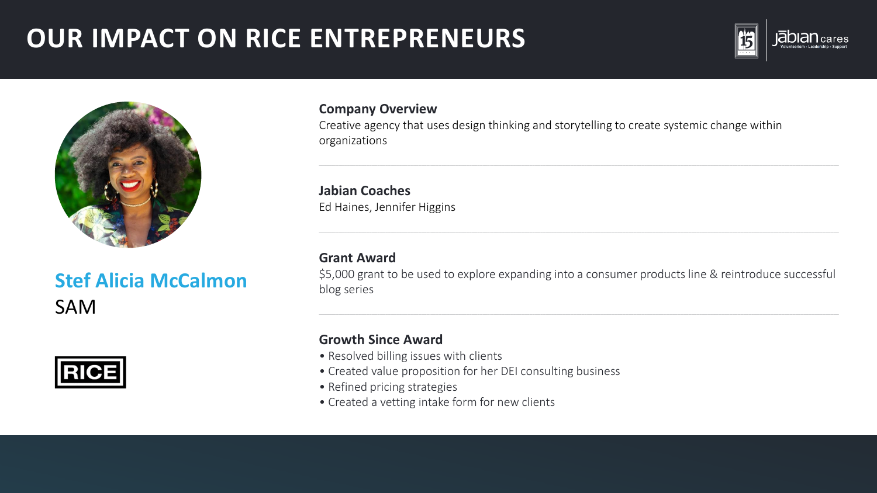# OUR IMPACT ON RICE ENTREPRENEURS

**Stef Alicia McCalmon**

SAM

RICE

**Company Overview**

Creative agency that uses design thinking and storytelling to create systemic change within organizations

**Jabian Coaches**

Ed Haines, Jennifer Higgins

**Grant Award**

$5,000 grant to be used to explore expanding into a consumer products line & reintroduce successful blog series

**Growth Since Award**

- Resolved billing issues with clients
- Created value proposition for her DEI consulting business
- Refined pricing strategies
- Created a vetting intake form for new clients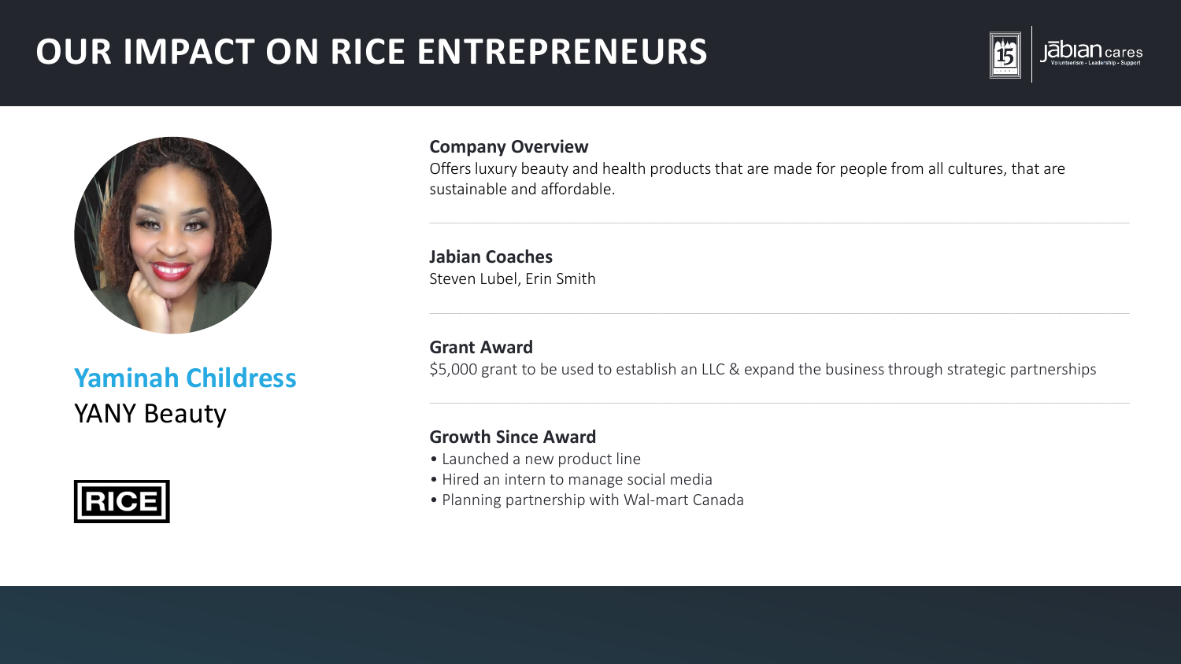# OUR IMPACT ON RICE ENTREPRENEURS

**Yaminah Childress**

YANY Beauty

RICE

**Company Overview**

Offers luxury beauty and health products that are made for people from all cultures, that are sustainable and affordable.

**Jabian Coaches**

Steven Lubel, Erin Smith

**Grant Award**

$5,000 grant to be used to establish an LLC & expand the business through strategic partnerships

**Growth Since Award**

- Launched a new product line
- Hired an intern to manage social media
- Planning partnership with Wal-mart Canada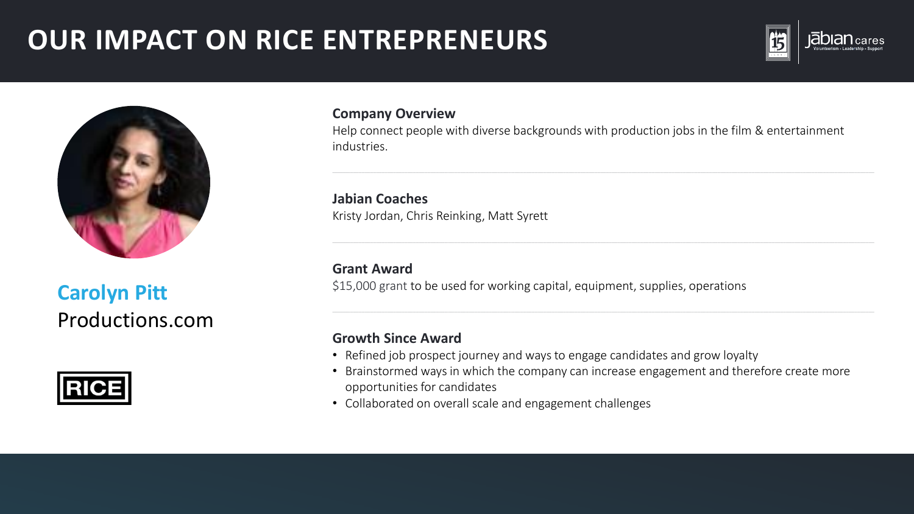# OUR IMPACT ON RICE ENTREPRENEURS

**Carolyn Pitt**
Productions.com

### Company Overview

Help connect people with diverse backgrounds with production jobs in the film & entertainment industries.

### Jabian Coaches

Kristy Jordan, Chris Reinking, Matt Syrett

### Grant Award

$15,000 grant to be used for working capital, equipment, supplies, operations

### Growth Since Award

- Refined job prospect journey and ways to engage candidates and grow loyalty
- Brainstormed ways in which the company can increase engagement and therefore create more opportunities for candidates
- Collaborated on overall scale and engagement challenges